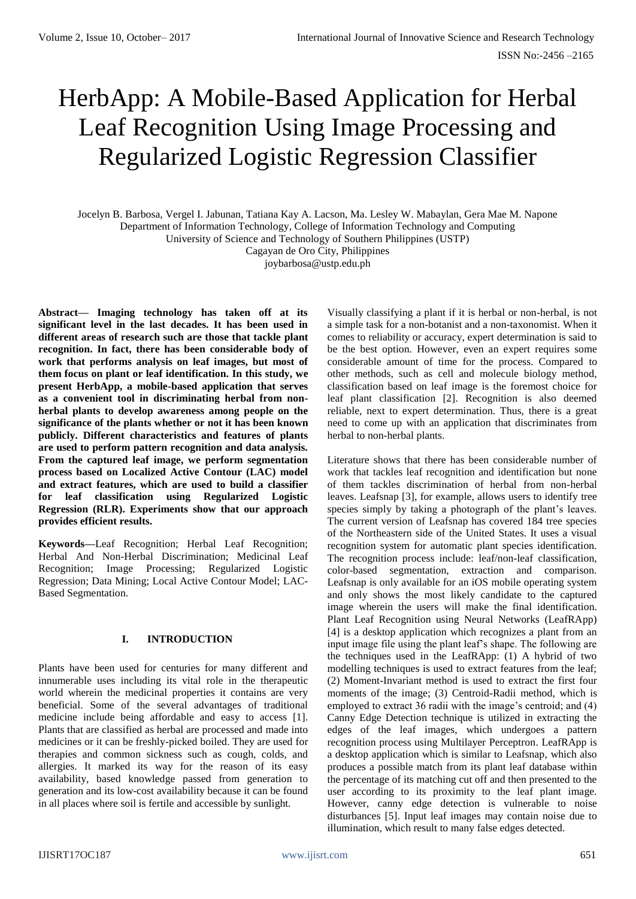# HerbApp: A Mobile-Based Application for Herbal Leaf Recognition Using Image Processing and Regularized Logistic Regression Classifier

Jocelyn B. Barbosa, Vergel I. Jabunan, Tatiana Kay A. Lacson, Ma. Lesley W. Mabaylan, Gera Mae M. Napone
Department of Information Technology, College of Information Technology and Computing
University of Science and Technology of Southern Philippines (USTP)
Cagayan de Oro City, Philippines
joybarbosa@ustp.edu.ph

**Abstract— Imaging technology has taken off at its significant level in the last decades. It has been used in different areas of research such are those that tackle plant recognition. In fact, there has been considerable body of work that performs analysis on leaf images, but most of them focus on plant or leaf identification. In this study, we present HerbApp, a mobile-based application that serves as a convenient tool in discriminating herbal from non-herbal plants to develop awareness among people on the significance of the plants whether or not it has been known publicly. Different characteristics and features of plants are used to perform pattern recognition and data analysis. From the captured leaf image, we perform segmentation process based on Localized Active Contour (LAC) model and extract features, which are used to build a classifier for leaf classification using Regularized Logistic Regression (RLR). Experiments show that our approach provides efficient results.**

**Keywords—**Leaf Recognition; Herbal Leaf Recognition; Herbal And Non-Herbal Discrimination; Medicinal Leaf Recognition; Image Processing; Regularized Logistic Regression; Data Mining; Local Active Contour Model; LAC-Based Segmentation.

## I. INTRODUCTION

Plants have been used for centuries for many different and innumerable uses including its vital role in the therapeutic world wherein the medicinal properties it contains are very beneficial. Some of the several advantages of traditional medicine include being affordable and easy to access [1]. Plants that are classified as herbal are processed and made into medicines or it can be freshly-picked boiled. They are used for therapies and common sickness such as cough, colds, and allergies. It marked its way for the reason of its easy availability, based knowledge passed from generation to generation and its low-cost availability because it can be found in all places where soil is fertile and accessible by sunlight.

Visually classifying a plant if it is herbal or non-herbal, is not a simple task for a non-botanist and a non-taxonomist. When it comes to reliability or accuracy, expert determination is said to be the best option. However, even an expert requires some considerable amount of time for the process. Compared to other methods, such as cell and molecule biology method, classification based on leaf image is the foremost choice for leaf plant classification [2]. Recognition is also deemed reliable, next to expert determination. Thus, there is a great need to come up with an application that discriminates from herbal to non-herbal plants.

Literature shows that there has been considerable number of work that tackles leaf recognition and identification but none of them tackles discrimination of herbal from non-herbal leaves. Leafsnap [3], for example, allows users to identify tree species simply by taking a photograph of the plant's leaves. The current version of Leafsnap has covered 184 tree species of the Northeastern side of the United States. It uses a visual recognition system for automatic plant species identification. The recognition process include: leaf/non-leaf classification, color-based segmentation, extraction and comparison. Leafsnap is only available for an iOS mobile operating system and only shows the most likely candidate to the captured image wherein the users will make the final identification. Plant Leaf Recognition using Neural Networks (LeafRApp) [4] is a desktop application which recognizes a plant from an input image file using the plant leaf's shape. The following are the techniques used in the LeafRApp: (1) A hybrid of two modelling techniques is used to extract features from the leaf; (2) Moment-Invariant method is used to extract the first four moments of the image; (3) Centroid-Radii method, which is employed to extract 36 radii with the image's centroid; and (4) Canny Edge Detection technique is utilized in extracting the edges of the leaf images, which undergoes a pattern recognition process using Multilayer Perceptron. LeafRApp is a desktop application which is similar to Leafsnap, which also produces a possible match from its plant leaf database within the percentage of its matching cut off and then presented to the user according to its proximity to the leaf plant image. However, canny edge detection is vulnerable to noise disturbances [5]. Input leaf images may contain noise due to illumination, which result to many false edges detected.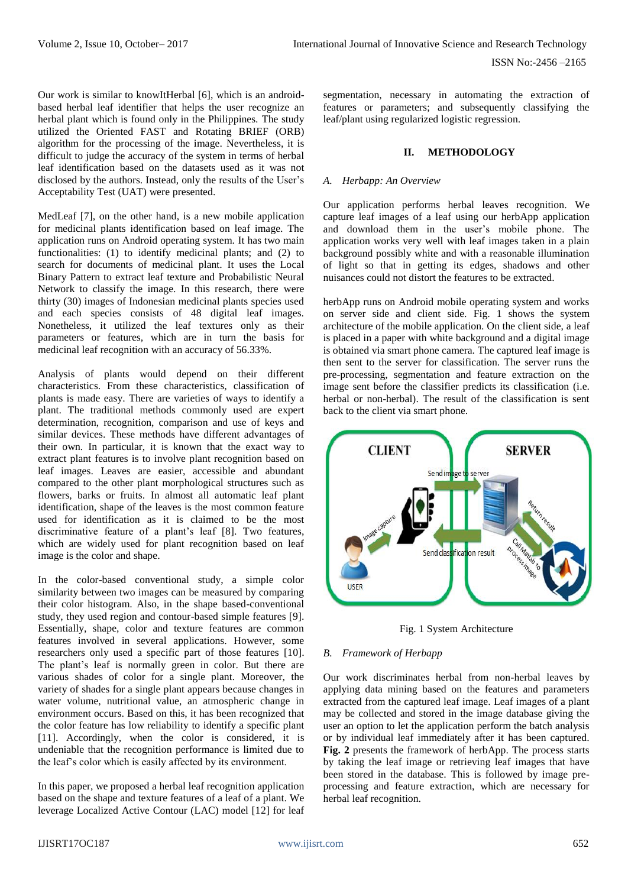Our work is similar to knowItHerbal [6], which is an android-based herbal leaf identifier that helps the user recognize an herbal plant which is found only in the Philippines. The study utilized the Oriented FAST and Rotating BRIEF (ORB) algorithm for the processing of the image. Nevertheless, it is difficult to judge the accuracy of the system in terms of herbal leaf identification based on the datasets used as it was not disclosed by the authors. Instead, only the results of the User's Acceptability Test (UAT) were presented.

MedLeaf [7], on the other hand, is a new mobile application for medicinal plants identification based on leaf image. The application runs on Android operating system. It has two main functionalities: (1) to identify medicinal plants; and (2) to search for documents of medicinal plant. It uses the Local Binary Pattern to extract leaf texture and Probabilistic Neural Network to classify the image. In this research, there were thirty (30) images of Indonesian medicinal plants species used and each species consists of 48 digital leaf images. Nonetheless, it utilized the leaf textures only as their parameters or features, which are in turn the basis for medicinal leaf recognition with an accuracy of 56.33%.

Analysis of plants would depend on their different characteristics. From these characteristics, classification of plants is made easy. There are varieties of ways to identify a plant. The traditional methods commonly used are expert determination, recognition, comparison and use of keys and similar devices. These methods have different advantages of their own. In particular, it is known that the exact way to extract plant features is to involve plant recognition based on leaf images. Leaves are easier, accessible and abundant compared to the other plant morphological structures such as flowers, barks or fruits. In almost all automatic leaf plant identification, shape of the leaves is the most common feature used for identification as it is claimed to be the most discriminative feature of a plant's leaf [8]. Two features, which are widely used for plant recognition based on leaf image is the color and shape.

In the color-based conventional study, a simple color similarity between two images can be measured by comparing their color histogram. Also, in the shape based-conventional study, they used region and contour-based simple features [9]. Essentially, shape, color and texture features are common features involved in several applications. However, some researchers only used a specific part of those features [10]. The plant's leaf is normally green in color. But there are various shades of color for a single plant. Moreover, the variety of shades for a single plant appears because changes in water volume, nutritional value, an atmospheric change in environment occurs. Based on this, it has been recognized that the color feature has low reliability to identify a specific plant [11]. Accordingly, when the color is considered, it is undeniable that the recognition performance is limited due to the leaf's color which is easily affected by its environment.

In this paper, we proposed a herbal leaf recognition application based on the shape and texture features of a leaf of a plant. We leverage Localized Active Contour (LAC) model [12] for leaf segmentation, necessary in automating the extraction of features or parameters; and subsequently classifying the leaf/plant using regularized logistic regression.

## II. METHODOLOGY

### *A. Herbapp: An Overview*

Our application performs herbal leaves recognition. We capture leaf images of a leaf using our herbApp application and download them in the user's mobile phone. The application works very well with leaf images taken in a plain background possibly white and with a reasonable illumination of light so that in getting its edges, shadows and other nuisances could not distort the features to be extracted.

herbApp runs on Android mobile operating system and works on server side and client side. Fig. 1 shows the system architecture of the mobile application. On the client side, a leaf is placed in a paper with white background and a digital image is obtained via smart phone camera. The captured leaf image is then sent to the server for classification. The server runs the pre-processing, segmentation and feature extraction on the image sent before the classifier predicts its classification (i.e. herbal or non-herbal). The result of the classification is sent back to the client via smart phone.

Fig. 1 System Architecture

### *B. Framework of Herbapp*

Our work discriminates herbal from non-herbal leaves by applying data mining based on the features and parameters extracted from the captured leaf image. Leaf images of a plant may be collected and stored in the image database giving the user an option to let the application perform the batch analysis or by individual leaf immediately after it has been captured. **Fig. 2** presents the framework of herbApp. The process starts by taking the leaf image or retrieving leaf images that have been stored in the database. This is followed by image pre-processing and feature extraction, which are necessary for herbal leaf recognition.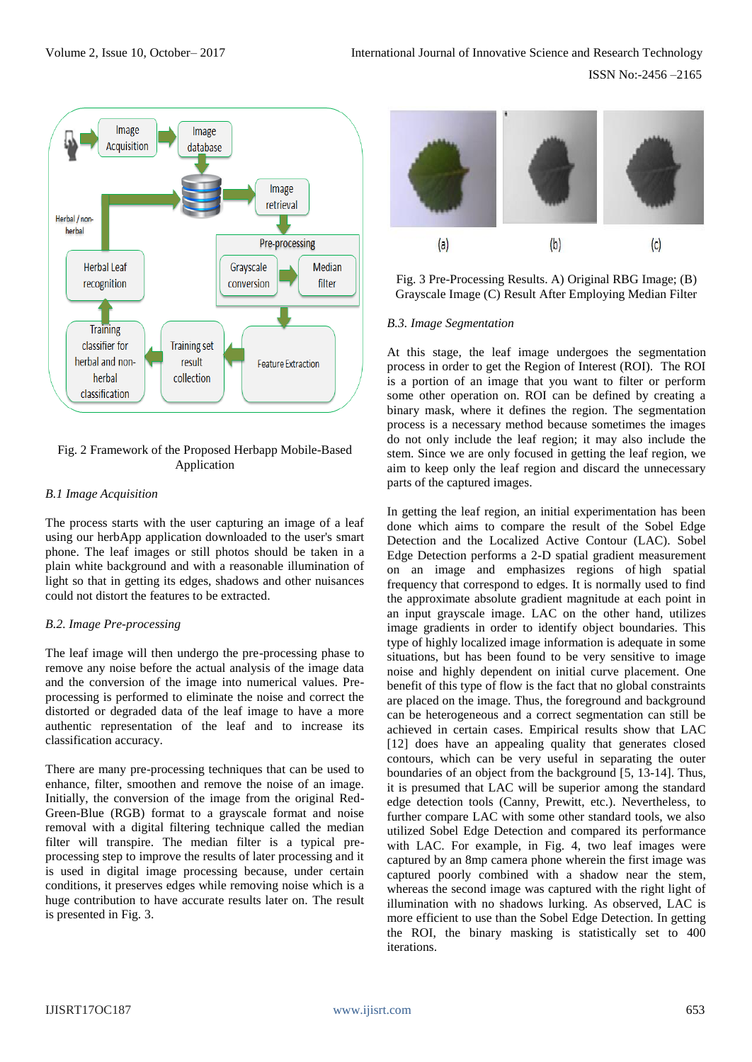Fig. 2 Framework of the Proposed Herbapp Mobile-Based Application

*B.1 Image Acquisition*

The process starts with the user capturing an image of a leaf using our herbApp application downloaded to the user's smart phone. The leaf images or still photos should be taken in a plain white background and with a reasonable illumination of light so that in getting its edges, shadows and other nuisances could not distort the features to be extracted.

*B.2. Image Pre-processing*

The leaf image will then undergo the pre-processing phase to remove any noise before the actual analysis of the image data and the conversion of the image into numerical values. Pre-processing is performed to eliminate the noise and correct the distorted or degraded data of the leaf image to have a more authentic representation of the leaf and to increase its classification accuracy.

There are many pre-processing techniques that can be used to enhance, filter, smoothen and remove the noise of an image. Initially, the conversion of the image from the original Red-Green-Blue (RGB) format to a grayscale format and noise removal with a digital filtering technique called the median filter will transpire. The median filter is a typical pre-processing step to improve the results of later processing and it is used in digital image processing because, under certain conditions, it preserves edges while removing noise which is a huge contribution to have accurate results later on. The result is presented in Fig. 3.

Fig. 3 Pre-Processing Results. A) Original RBG Image; (B) Grayscale Image (C) Result After Employing Median Filter

*B.3. Image Segmentation*

At this stage, the leaf image undergoes the segmentation process in order to get the Region of Interest (ROI). The ROI is a portion of an image that you want to filter or perform some other operation on. ROI can be defined by creating a binary mask, where it defines the region. The segmentation process is a necessary method because sometimes the images do not only include the leaf region; it may also include the stem. Since we are only focused in getting the leaf region, we aim to keep only the leaf region and discard the unnecessary parts of the captured images.

In getting the leaf region, an initial experimentation has been done which aims to compare the result of the Sobel Edge Detection and the Localized Active Contour (LAC). Sobel Edge Detection performs a 2-D spatial gradient measurement on an image and emphasizes regions of high spatial frequency that correspond to edges. It is normally used to find the approximate absolute gradient magnitude at each point in an input grayscale image. LAC on the other hand, utilizes image gradients in order to identify object boundaries. This type of highly localized image information is adequate in some situations, but has been found to be very sensitive to image noise and highly dependent on initial curve placement. One benefit of this type of flow is the fact that no global constraints are placed on the image. Thus, the foreground and background can be heterogeneous and a correct segmentation can still be achieved in certain cases. Empirical results show that LAC [12] does have an appealing quality that generates closed contours, which can be very useful in separating the outer boundaries of an object from the background [5, 13-14]. Thus, it is presumed that LAC will be superior among the standard edge detection tools (Canny, Prewitt, etc.). Nevertheless, to further compare LAC with some other standard tools, we also utilized Sobel Edge Detection and compared its performance with LAC. For example, in Fig. 4, two leaf images were captured by an 8mp camera phone wherein the first image was captured poorly combined with a shadow near the stem, whereas the second image was captured with the right light of illumination with no shadows lurking. As observed, LAC is more efficient to use than the Sobel Edge Detection. In getting the ROI, the binary masking is statistically set to 400 iterations.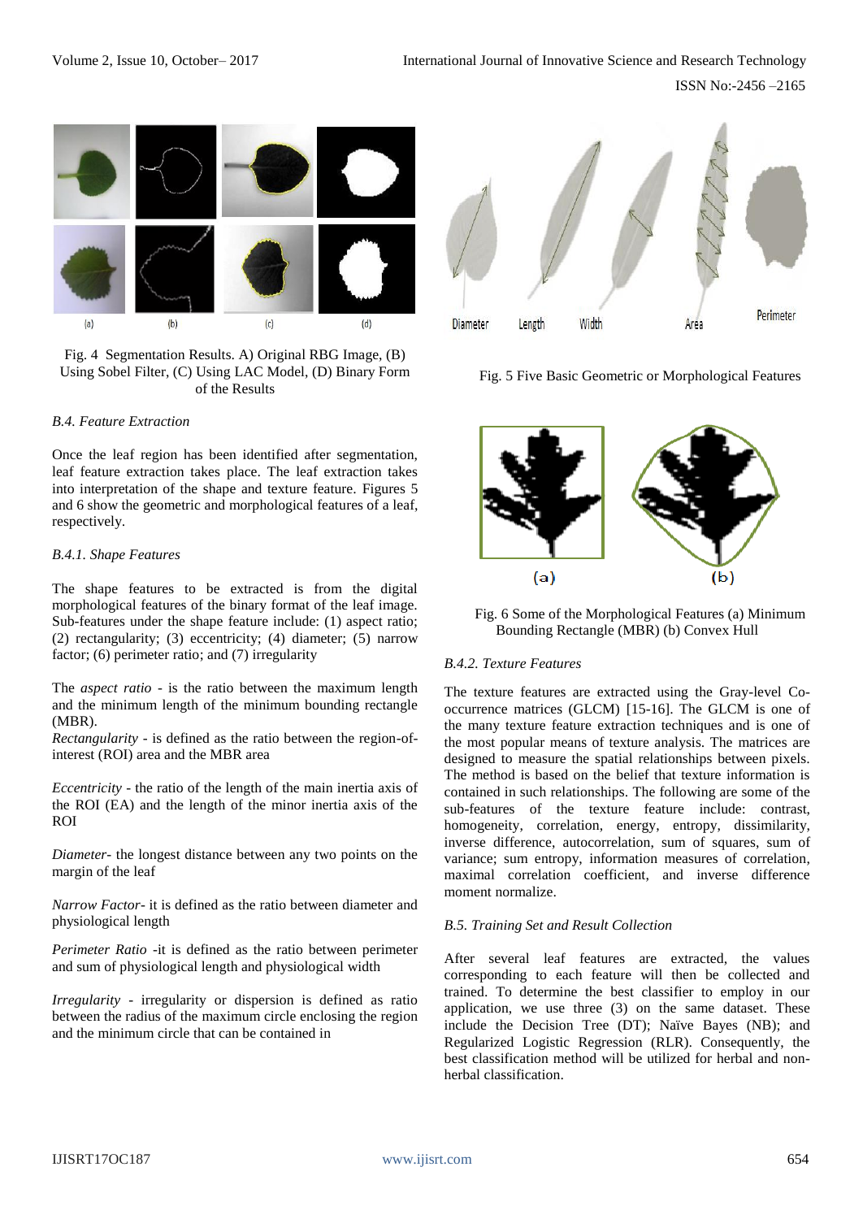Fig. 4 Segmentation Results. A) Original RBG Image, (B) Using Sobel Filter, (C) Using LAC Model, (D) Binary Form of the Results

Fig. 5 Five Basic Geometric or Morphological Features

#### *B.4. Feature Extraction*

Once the leaf region has been identified after segmentation, leaf feature extraction takes place. The leaf extraction takes into interpretation of the shape and texture feature. Figures 5 and 6 show the geometric and morphological features of a leaf, respectively.

#### *B.4.1. Shape Features*

The shape features to be extracted is from the digital morphological features of the binary format of the leaf image. Sub-features under the shape feature include: (1) aspect ratio; (2) rectangularity; (3) eccentricity; (4) diameter; (5) narrow factor; (6) perimeter ratio; and (7) irregularity

The *aspect ratio* - is the ratio between the maximum length and the minimum length of the minimum bounding rectangle (MBR).

*Rectangularity* - is defined as the ratio between the region-of-interest (ROI) area and the MBR area

*Eccentricity* - the ratio of the length of the main inertia axis of the ROI (EA) and the length of the minor inertia axis of the ROI

*Diameter*- the longest distance between any two points on the margin of the leaf

*Narrow Factor*- it is defined as the ratio between diameter and physiological length

*Perimeter Ratio* -it is defined as the ratio between perimeter and sum of physiological length and physiological width

*Irregularity* - irregularity or dispersion is defined as ratio between the radius of the maximum circle enclosing the region and the minimum circle that can be contained in

Fig. 6 Some of the Morphological Features (a) Minimum Bounding Rectangle (MBR) (b) Convex Hull

#### *B.4.2. Texture Features*

The texture features are extracted using the Gray-level Co-occurrence matrices (GLCM) [15-16]. The GLCM is one of the many texture feature extraction techniques and is one of the most popular means of texture analysis. The matrices are designed to measure the spatial relationships between pixels. The method is based on the belief that texture information is contained in such relationships. The following are some of the sub-features of the texture feature include: contrast, homogeneity, correlation, energy, entropy, dissimilarity, inverse difference, autocorrelation, sum of squares, sum of variance; sum entropy, information measures of correlation, maximal correlation coefficient, and inverse difference moment normalize.

#### *B.5. Training Set and Result Collection*

After several leaf features are extracted, the values corresponding to each feature will then be collected and trained. To determine the best classifier to employ in our application, we use three (3) on the same dataset. These include the Decision Tree (DT); Naïve Bayes (NB); and Regularized Logistic Regression (RLR). Consequently, the best classification method will be utilized for herbal and non-herbal classification.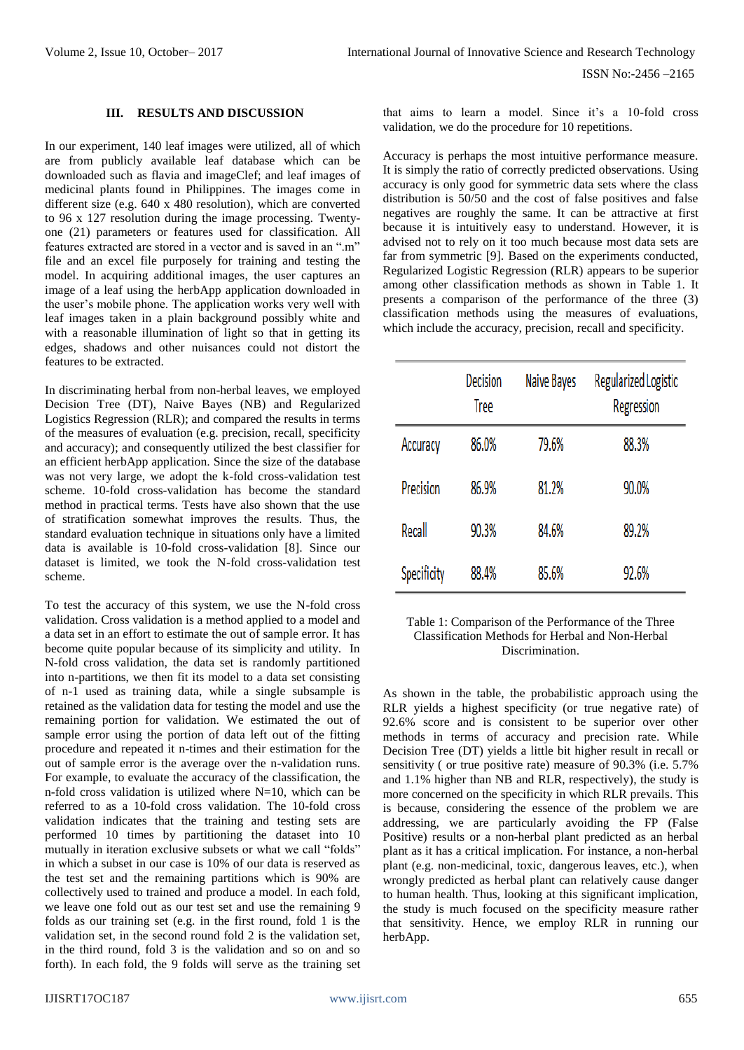## III. RESULTS AND DISCUSSION

In our experiment, 140 leaf images were utilized, all of which are from publicly available leaf database which can be downloaded such as flavia and imageClef; and leaf images of medicinal plants found in Philippines. The images come in different size (e.g. 640 x 480 resolution), which are converted to 96 x 127 resolution during the image processing. Twenty-one (21) parameters or features used for classification. All features extracted are stored in a vector and is saved in an ".m" file and an excel file purposely for training and testing the model. In acquiring additional images, the user captures an image of a leaf using the herbApp application downloaded in the user's mobile phone. The application works very well with leaf images taken in a plain background possibly white and with a reasonable illumination of light so that in getting its edges, shadows and other nuisances could not distort the features to be extracted.

In discriminating herbal from non-herbal leaves, we employed Decision Tree (DT), Naive Bayes (NB) and Regularized Logistics Regression (RLR); and compared the results in terms of the measures of evaluation (e.g. precision, recall, specificity and accuracy); and consequently utilized the best classifier for an efficient herbApp application. Since the size of the database was not very large, we adopt the k-fold cross-validation test scheme. 10-fold cross-validation has become the standard method in practical terms. Tests have also shown that the use of stratification somewhat improves the results. Thus, the standard evaluation technique in situations only have a limited data is available is 10-fold cross-validation [8]. Since our dataset is limited, we took the N-fold cross-validation test scheme.

To test the accuracy of this system, we use the N-fold cross validation. Cross validation is a method applied to a model and a data set in an effort to estimate the out of sample error. It has become quite popular because of its simplicity and utility. In N-fold cross validation, the data set is randomly partitioned into n-partitions, we then fit its model to a data set consisting of n-1 used as training data, while a single subsample is retained as the validation data for testing the model and use the remaining portion for validation. We estimated the out of sample error using the portion of data left out of the fitting procedure and repeated it n-times and their estimation for the out of sample error is the average over the n-validation runs. For example, to evaluate the accuracy of the classification, the n-fold cross validation is utilized where N=10, which can be referred to as a 10-fold cross validation. The 10-fold cross validation indicates that the training and testing sets are performed 10 times by partitioning the dataset into 10 mutually in iteration exclusive subsets or what we call "folds" in which a subset in our case is 10% of our data is reserved as the test set and the remaining partitions which is 90% are collectively used to trained and produce a model. In each fold, we leave one fold out as our test set and use the remaining 9 folds as our training set (e.g. in the first round, fold 1 is the validation set, in the second round fold 2 is the validation set, in the third round, fold 3 is the validation and so on and so forth). In each fold, the 9 folds will serve as the training set that aims to learn a model. Since it's a 10-fold cross validation, we do the procedure for 10 repetitions.

Accuracy is perhaps the most intuitive performance measure. It is simply the ratio of correctly predicted observations. Using accuracy is only good for symmetric data sets where the class distribution is 50/50 and the cost of false positives and false negatives are roughly the same. It can be attractive at first because it is intuitively easy to understand. However, it is advised not to rely on it too much because most data sets are far from symmetric [9]. Based on the experiments conducted, Regularized Logistic Regression (RLR) appears to be superior among other classification methods as shown in Table 1. It presents a comparison of the performance of the three (3) classification methods using the measures of evaluations, which include the accuracy, precision, recall and specificity.

| | Decision Tree | Naive Bayes | Regularized Logistic Regression |
|---|---|---|---|
| Accuracy | 86.0% | 79.6% | 88.3% |
| Precision | 86.9% | 81.2% | 90.0% |
| Recall | 90.3% | 84.6% | 89.2% |
| Specificity | 88.4% | 85.6% | 92.6% |

Table 1: Comparison of the Performance of the Three Classification Methods for Herbal and Non-Herbal Discrimination.

As shown in the table, the probabilistic approach using the RLR yields a highest specificity (or true negative rate) of 92.6% score and is consistent to be superior over other methods in terms of accuracy and precision rate. While Decision Tree (DT) yields a little bit higher result in recall or sensitivity ( or true positive rate) measure of 90.3% (i.e. 5.7% and 1.1% higher than NB and RLR, respectively), the study is more concerned on the specificity in which RLR prevails. This is because, considering the essence of the problem we are addressing, we are particularly avoiding the FP (False Positive) results or a non-herbal plant predicted as an herbal plant as it has a critical implication. For instance, a non-herbal plant (e.g. non-medicinal, toxic, dangerous leaves, etc.), when wrongly predicted as herbal plant can relatively cause danger to human health. Thus, looking at this significant implication, the study is much focused on the specificity measure rather that sensitivity. Hence, we employ RLR in running our herbApp.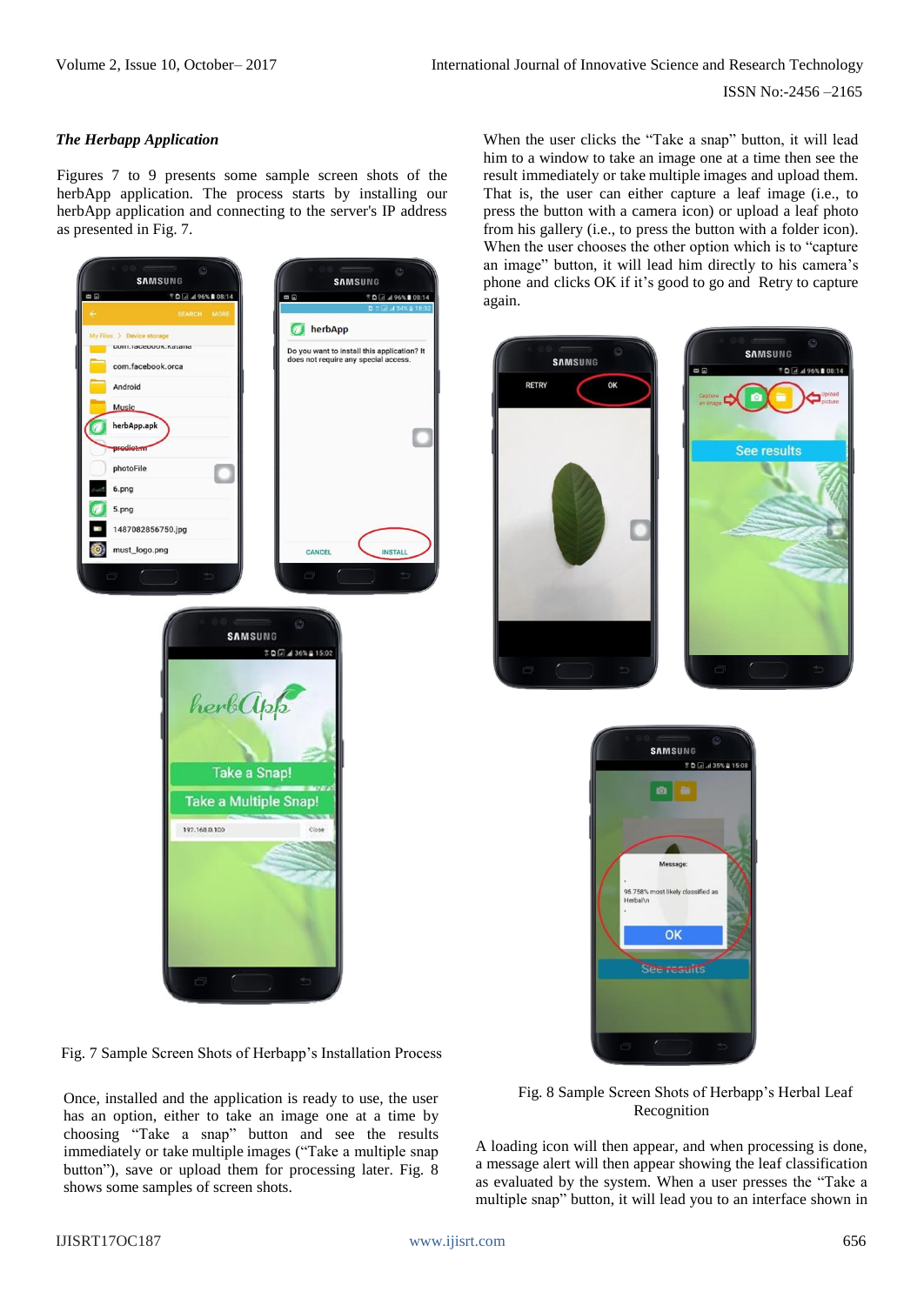*The Herbapp Application*

Figures 7 to 9 presents some sample screen shots of the herbApp application. The process starts by installing our herbApp application and connecting to the server's IP address as presented in Fig. 7.

Fig. 7 Sample Screen Shots of Herbapp's Installation Process

Once, installed and the application is ready to use, the user has an option, either to take an image one at a time by choosing "Take a snap" button and see the results immediately or take multiple images ("Take a multiple snap button"), save or upload them for processing later. Fig. 8 shows some samples of screen shots.

When the user clicks the "Take a snap" button, it will lead him to a window to take an image one at a time then see the result immediately or take multiple images and upload them. That is, the user can either capture a leaf image (i.e., to press the button with a camera icon) or upload a leaf photo from his gallery (i.e., to press the button with a folder icon). When the user chooses the other option which is to "capture an image" button, it will lead him directly to his camera's phone and clicks OK if it's good to go and Retry to capture again.

Fig. 8 Sample Screen Shots of Herbapp's Herbal Leaf Recognition

A loading icon will then appear, and when processing is done, a message alert will then appear showing the leaf classification as evaluated by the system. When a user presses the "Take a multiple snap" button, it will lead you to an interface shown in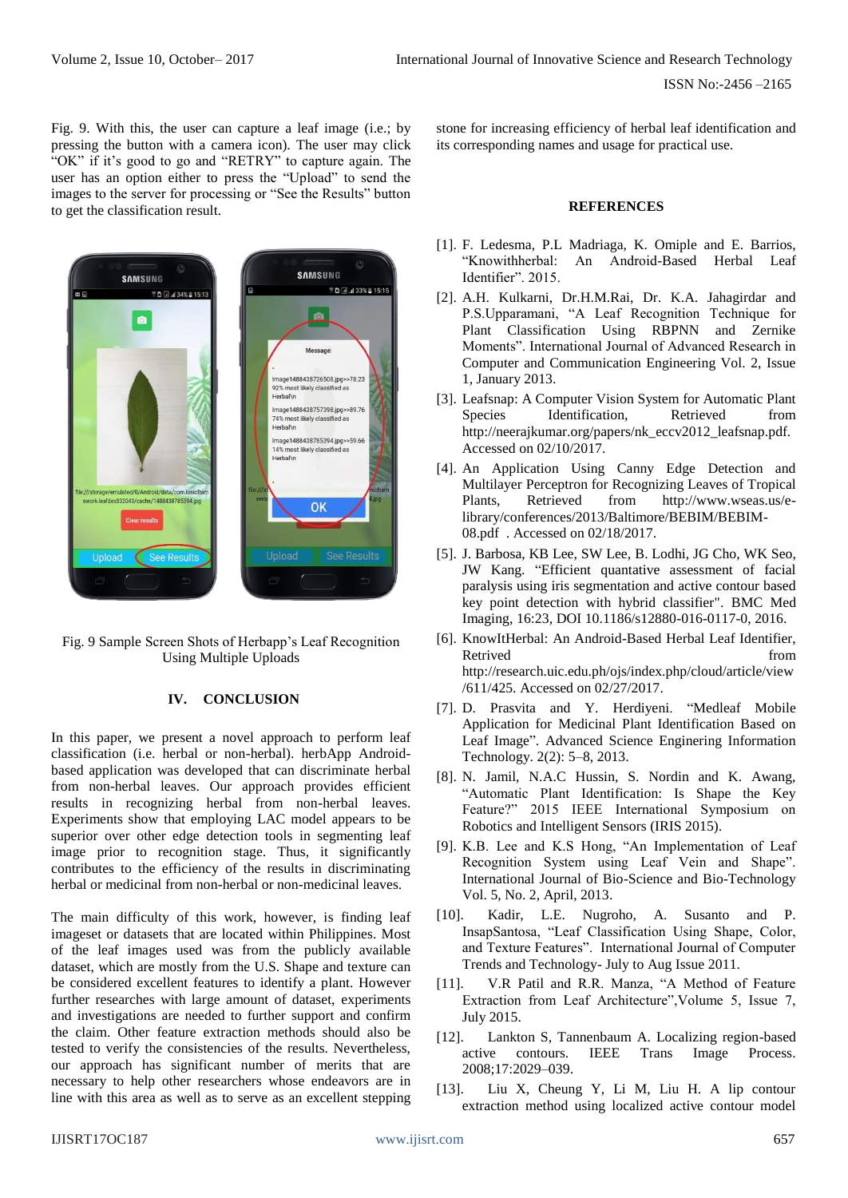Fig. 9. With this, the user can capture a leaf image (i.e.; by pressing the button with a camera icon). The user may click "OK" if it's good to go and "RETRY" to capture again. The user has an option either to press the "Upload" to send the images to the server for processing or "See the Results" button to get the classification result.

Fig. 9 Sample Screen Shots of Herbapp's Leaf Recognition Using Multiple Uploads

## IV. CONCLUSION

In this paper, we present a novel approach to perform leaf classification (i.e. herbal or non-herbal). herbApp Android-based application was developed that can discriminate herbal from non-herbal leaves. Our approach provides efficient results in recognizing herbal from non-herbal leaves. Experiments show that employing LAC model appears to be superior over other edge detection tools in segmenting leaf image prior to recognition stage. Thus, it significantly contributes to the efficiency of the results in discriminating herbal or medicinal from non-herbal or non-medicinal leaves.

The main difficulty of this work, however, is finding leaf imageset or datasets that are located within Philippines. Most of the leaf images used was from the publicly available dataset, which are mostly from the U.S. Shape and texture can be considered excellent features to identify a plant. However further researches with large amount of dataset, experiments and investigations are needed to further support and confirm the claim. Other feature extraction methods should also be tested to verify the consistencies of the results. Nevertheless, our approach has significant number of merits that are necessary to help other researchers whose endeavors are in line with this area as well as to serve as an excellent stepping stone for increasing efficiency of herbal leaf identification and its corresponding names and usage for practical use.

## REFERENCES

[1]. F. Ledesma, P.L Madriaga, K. Omiple and E. Barrios, "Knowithherbal: An Android-Based Herbal Leaf Identifier". 2015.

[2]. A.H. Kulkarni, Dr.H.M.Rai, Dr. K.A. Jahagirdar and P.S.Upparamani, "A Leaf Recognition Technique for Plant Classification Using RBPNN and Zernike Moments". International Journal of Advanced Research in Computer and Communication Engineering Vol. 2, Issue 1, January 2013.

[3]. Leafsnap: A Computer Vision System for Automatic Plant Species Identification, Retrieved from http://neerajkumar.org/papers/nk_eccv2012_leafsnap.pdf. Accessed on 02/10/2017.

[4]. An Application Using Canny Edge Detection and Multilayer Perceptron for Recognizing Leaves of Tropical Plants, Retrieved from http://www.wseas.us/e-library/conferences/2013/Baltimore/BEBIM/BEBIM-08.pdf . Accessed on 02/18/2017.

[5]. J. Barbosa, KB Lee, SW Lee, B. Lodhi, JG Cho, WK Seo, JW Kang. "Efficient quantitative assessment of facial paralysis using iris segmentation and active contour based key point detection with hybrid classifier". BMC Med Imaging, 16:23, DOI 10.1186/s12880-016-0117-0, 2016.

[6]. KnowItHerbal: An Android-Based Herbal Leaf Identifier, Retrived from http://research.uic.edu.ph/ojs/index.php/cloud/article/view/611/425. Accessed on 02/27/2017.

[7]. D. Prasvita and Y. Herdiyeni. "Medleaf Mobile Application for Medicinal Plant Identification Based on Leaf Image". Advanced Science Enginering Information Technology. 2(2): 5–8, 2013.

[8]. N. Jamil, N.A.C Hussin, S. Nordin and K. Awang, "Automatic Plant Identification: Is Shape the Key Feature?" 2015 IEEE International Symposium on Robotics and Intelligent Sensors (IRIS 2015).

[9]. K.B. Lee and K.S Hong, "An Implementation of Leaf Recognition System using Leaf Vein and Shape". International Journal of Bio-Science and Bio-Technology Vol. 5, No. 2, April, 2013.

[10]. Kadir, L.E. Nugroho, A. Susanto and P. InsapSantosa, "Leaf Classification Using Shape, Color, and Texture Features". International Journal of Computer Trends and Technology- July to Aug Issue 2011.

[11]. V.R Patil and R.R. Manza, "A Method of Feature Extraction from Leaf Architecture",Volume 5, Issue 7, July 2015.

[12]. Lankton S, Tannenbaum A. Localizing region-based active contours. IEEE Trans Image Process. 2008;17:2029–039.

[13]. Liu X, Cheung Y, Li M, Liu H. A lip contour extraction method using localized active contour model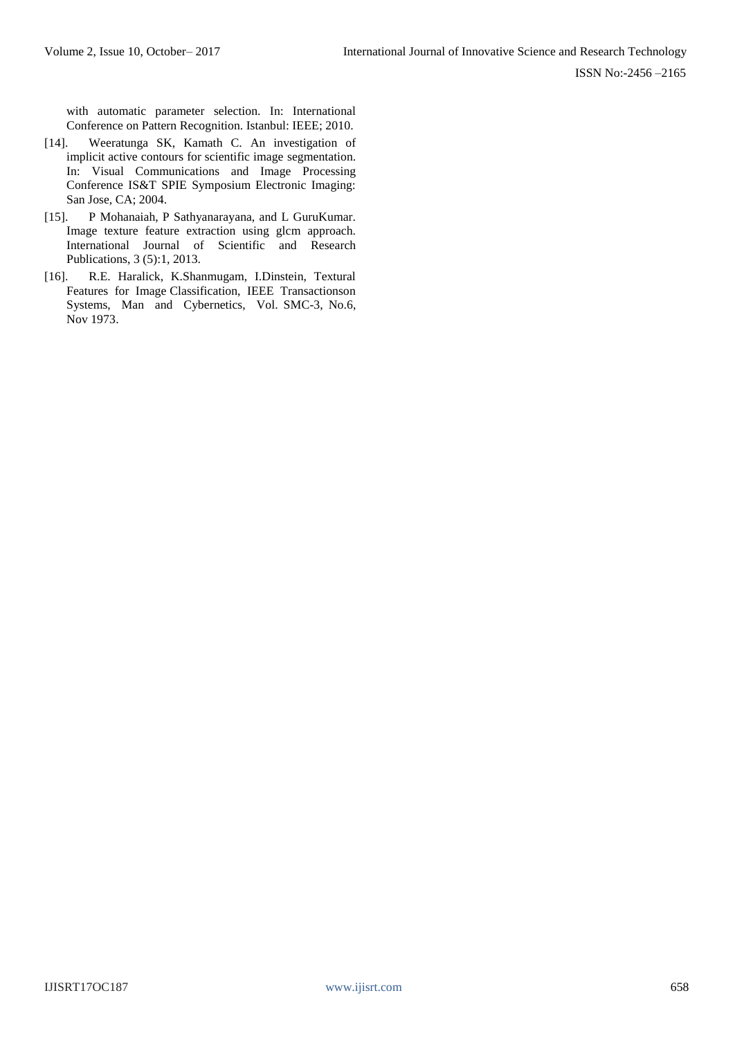with automatic parameter selection. In: International Conference on Pattern Recognition. Istanbul: IEEE; 2010.

[14]. Weeratunga SK, Kamath C. An investigation of implicit active contours for scientific image segmentation. In: Visual Communications and Image Processing Conference IS&T SPIE Symposium Electronic Imaging: San Jose, CA; 2004.

[15]. P Mohanaiah, P Sathyanarayana, and L GuruKumar. Image texture feature extraction using glcm approach. International Journal of Scientific and Research Publications, 3 (5):1, 2013.

[16]. R.E. Haralick, K.Shanmugam, I.Dinstein, Textural Features for Image Classification, IEEE Transactionson Systems, Man and Cybernetics, Vol. SMC-3, No.6, Nov 1973.